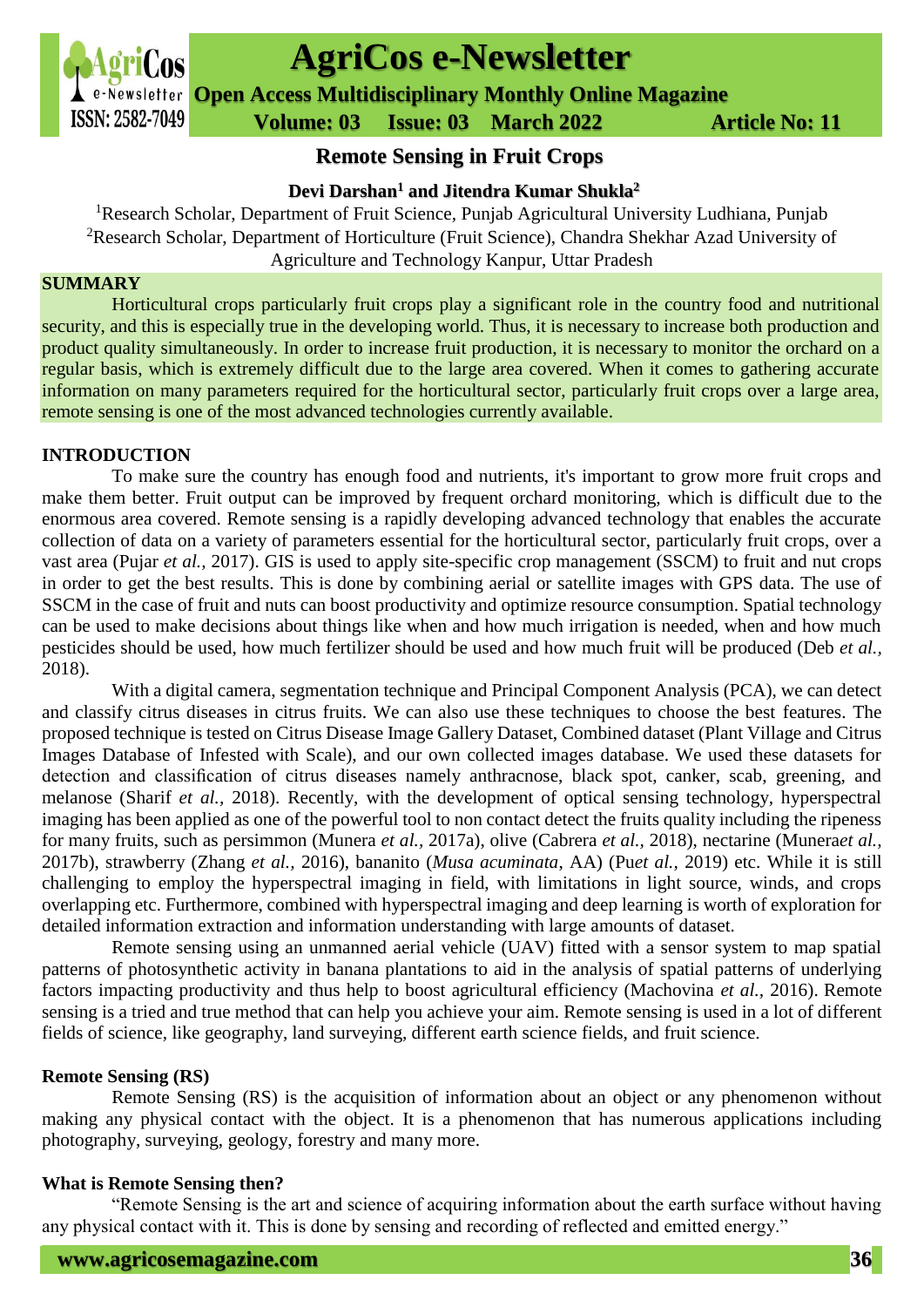# Remote Sensing in Fruit Crops

**Devi Darshan[1] and Jitendra Kumar Shukla[2]**

[1]Research Scholar, Department of Fruit Science, Punjab Agricultural University Ludhiana, Punjab

[2]Research Scholar, Department of Horticulture (Fruit Science), Chandra Shekhar Azad University of Agriculture and Technology Kanpur, Uttar Pradesh

## SUMMARY

Horticultural crops particularly fruit crops play a significant role in the country food and nutritional security, and this is especially true in the developing world. Thus, it is necessary to increase both production and product quality simultaneously. In order to increase fruit production, it is necessary to monitor the orchard on a regular basis, which is extremely difficult due to the large area covered. When it comes to gathering accurate information on many parameters required for the horticultural sector, particularly fruit crops over a large area, remote sensing is one of the most advanced technologies currently available.

## INTRODUCTION

To make sure the country has enough food and nutrients, it's important to grow more fruit crops and make them better. Fruit output can be improved by frequent orchard monitoring, which is difficult due to the enormous area covered. Remote sensing is a rapidly developing advanced technology that enables the accurate collection of data on a variety of parameters essential for the horticultural sector, particularly fruit crops, over a vast area (Pujar *et al.,* 2017). GIS is used to apply site-specific crop management (SSCM) to fruit and nut crops in order to get the best results. This is done by combining aerial or satellite images with GPS data. The use of SSCM in the case of fruit and nuts can boost productivity and optimize resource consumption. Spatial technology can be used to make decisions about things like when and how much irrigation is needed, when and how much pesticides should be used, how much fertilizer should be used and how much fruit will be produced (Deb *et al.,* 2018).

With a digital camera, segmentation technique and Principal Component Analysis (PCA), we can detect and classify citrus diseases in citrus fruits. We can also use these techniques to choose the best features. The proposed technique is tested on Citrus Disease Image Gallery Dataset, Combined dataset (Plant Village and Citrus Images Database of Infested with Scale), and our own collected images database. We used these datasets for detection and classification of citrus diseases namely anthracnose, black spot, canker, scab, greening, and melanose (Sharif *et al.,* 2018). Recently, with the development of optical sensing technology, hyperspectral imaging has been applied as one of the powerful tool to non contact detect the fruits quality including the ripeness for many fruits, such as persimmon (Munera *et al.,* 2017a), olive (Cabrera *et al.,* 2018), nectarine (Munera*et al.,* 2017b), strawberry (Zhang *et al.,* 2016), bananito (*Musa acuminata*, AA) (Pu*et al.,* 2019) etc. While it is still challenging to employ the hyperspectral imaging in field, with limitations in light source, winds, and crops overlapping etc. Furthermore, combined with hyperspectral imaging and deep learning is worth of exploration for detailed information extraction and information understanding with large amounts of dataset.

Remote sensing using an unmanned aerial vehicle (UAV) fitted with a sensor system to map spatial patterns of photosynthetic activity in banana plantations to aid in the analysis of spatial patterns of underlying factors impacting productivity and thus help to boost agricultural efficiency (Machovina *et al.,* 2016). Remote sensing is a tried and true method that can help you achieve your aim. Remote sensing is used in a lot of different fields of science, like geography, land surveying, different earth science fields, and fruit science.

### Remote Sensing (RS)

Remote Sensing (RS) is the acquisition of information about an object or any phenomenon without making any physical contact with the object. It is a phenomenon that has numerous applications including photography, surveying, geology, forestry and many more.

### What is Remote Sensing then?

"Remote Sensing is the art and science of acquiring information about the earth surface without having any physical contact with it. This is done by sensing and recording of reflected and emitted energy."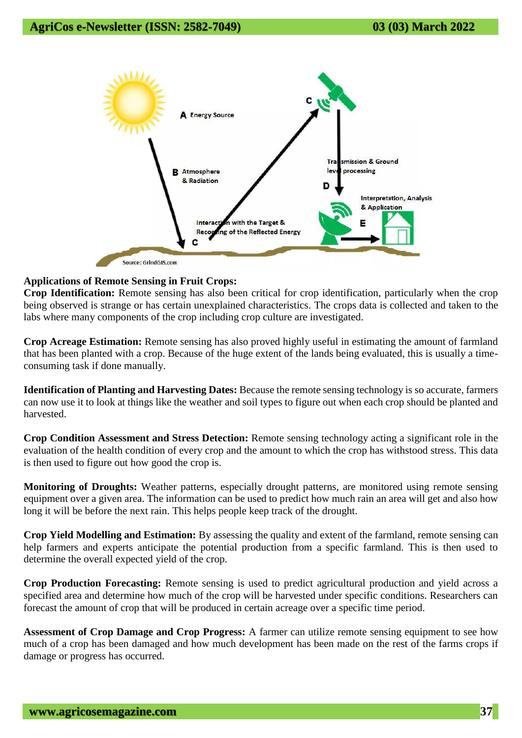**Applications of Remote Sensing in Fruit Crops:**

**Crop Identification:** Remote sensing has also been critical for crop identification, particularly when the crop being observed is strange or has certain unexplained characteristics. The crops data is collected and taken to the labs where many components of the crop including crop culture are investigated.

**Crop Acreage Estimation:** Remote sensing has also proved highly useful in estimating the amount of farmland that has been planted with a crop. Because of the huge extent of the lands being evaluated, this is usually a time-consuming task if done manually.

**Identification of Planting and Harvesting Dates:** Because the remote sensing technology is so accurate, farmers can now use it to look at things like the weather and soil types to figure out when each crop should be planted and harvested.

**Crop Condition Assessment and Stress Detection:** Remote sensing technology acting a significant role in the evaluation of the health condition of every crop and the amount to which the crop has withstood stress. This data is then used to figure out how good the crop is.

**Monitoring of Droughts:** Weather patterns, especially drought patterns, are monitored using remote sensing equipment over a given area. The information can be used to predict how much rain an area will get and also how long it will be before the next rain. This helps people keep track of the drought.

**Crop Yield Modelling and Estimation:** By assessing the quality and extent of the farmland, remote sensing can help farmers and experts anticipate the potential production from a specific farmland. This is then used to determine the overall expected yield of the crop.

**Crop Production Forecasting:** Remote sensing is used to predict agricultural production and yield across a specified area and determine how much of the crop will be harvested under specific conditions. Researchers can forecast the amount of crop that will be produced in certain acreage over a specific time period.

**Assessment of Crop Damage and Crop Progress:** A farmer can utilize remote sensing equipment to see how much of a crop has been damaged and how much development has been made on the rest of the farms crops if damage or progress has occurred.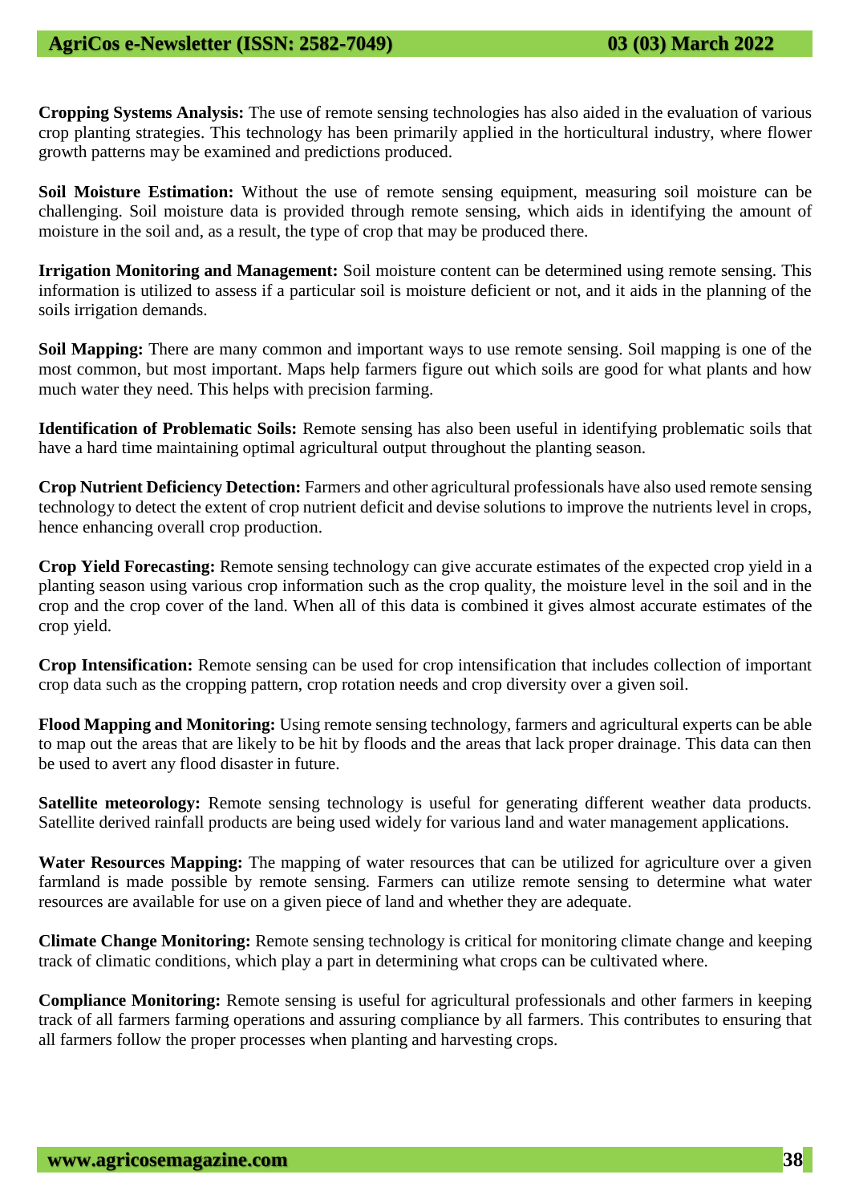**Cropping Systems Analysis:** The use of remote sensing technologies has also aided in the evaluation of various crop planting strategies. This technology has been primarily applied in the horticultural industry, where flower growth patterns may be examined and predictions produced.

**Soil Moisture Estimation:** Without the use of remote sensing equipment, measuring soil moisture can be challenging. Soil moisture data is provided through remote sensing, which aids in identifying the amount of moisture in the soil and, as a result, the type of crop that may be produced there.

**Irrigation Monitoring and Management:** Soil moisture content can be determined using remote sensing. This information is utilized to assess if a particular soil is moisture deficient or not, and it aids in the planning of the soils irrigation demands.

**Soil Mapping:** There are many common and important ways to use remote sensing. Soil mapping is one of the most common, but most important. Maps help farmers figure out which soils are good for what plants and how much water they need. This helps with precision farming.

**Identification of Problematic Soils:** Remote sensing has also been useful in identifying problematic soils that have a hard time maintaining optimal agricultural output throughout the planting season.

**Crop Nutrient Deficiency Detection:** Farmers and other agricultural professionals have also used remote sensing technology to detect the extent of crop nutrient deficit and devise solutions to improve the nutrients level in crops, hence enhancing overall crop production.

**Crop Yield Forecasting:** Remote sensing technology can give accurate estimates of the expected crop yield in a planting season using various crop information such as the crop quality, the moisture level in the soil and in the crop and the crop cover of the land. When all of this data is combined it gives almost accurate estimates of the crop yield.

**Crop Intensification:** Remote sensing can be used for crop intensification that includes collection of important crop data such as the cropping pattern, crop rotation needs and crop diversity over a given soil.

**Flood Mapping and Monitoring:** Using remote sensing technology, farmers and agricultural experts can be able to map out the areas that are likely to be hit by floods and the areas that lack proper drainage. This data can then be used to avert any flood disaster in future.

**Satellite meteorology:** Remote sensing technology is useful for generating different weather data products. Satellite derived rainfall products are being used widely for various land and water management applications.

**Water Resources Mapping:** The mapping of water resources that can be utilized for agriculture over a given farmland is made possible by remote sensing. Farmers can utilize remote sensing to determine what water resources are available for use on a given piece of land and whether they are adequate.

**Climate Change Monitoring:** Remote sensing technology is critical for monitoring climate change and keeping track of climatic conditions, which play a part in determining what crops can be cultivated where.

**Compliance Monitoring:** Remote sensing is useful for agricultural professionals and other farmers in keeping track of all farmers farming operations and assuring compliance by all farmers. This contributes to ensuring that all farmers follow the proper processes when planting and harvesting crops.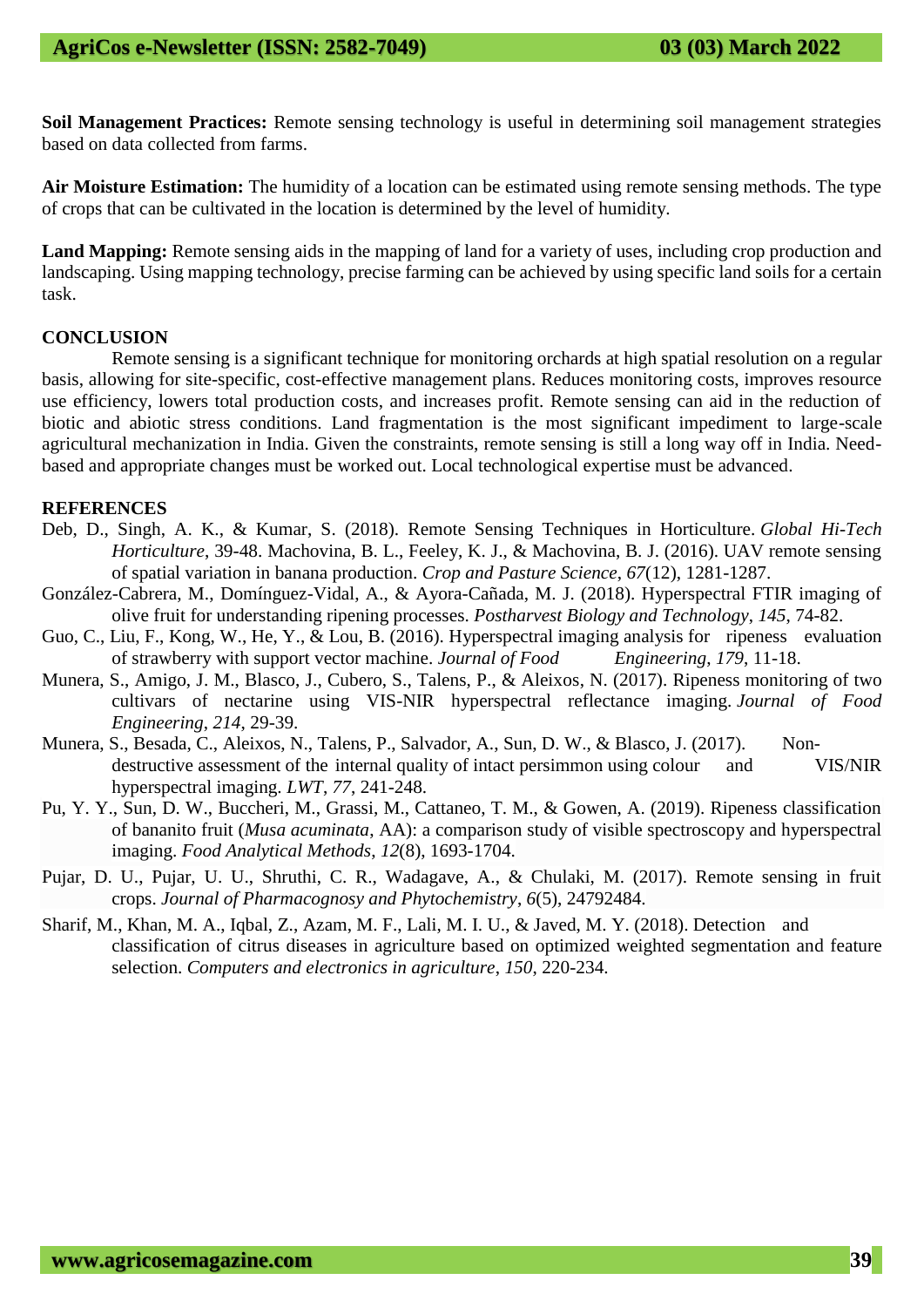**Soil Management Practices:** Remote sensing technology is useful in determining soil management strategies based on data collected from farms.

**Air Moisture Estimation:** The humidity of a location can be estimated using remote sensing methods. The type of crops that can be cultivated in the location is determined by the level of humidity.

**Land Mapping:** Remote sensing aids in the mapping of land for a variety of uses, including crop production and landscaping. Using mapping technology, precise farming can be achieved by using specific land soils for a certain task.

## CONCLUSION

Remote sensing is a significant technique for monitoring orchards at high spatial resolution on a regular basis, allowing for site-specific, cost-effective management plans. Reduces monitoring costs, improves resource use efficiency, lowers total production costs, and increases profit. Remote sensing can aid in the reduction of biotic and abiotic stress conditions. Land fragmentation is the most significant impediment to large-scale agricultural mechanization in India. Given the constraints, remote sensing is still a long way off in India. Need-based and appropriate changes must be worked out. Local technological expertise must be advanced.

## REFERENCES

Deb, D., Singh, A. K., & Kumar, S. (2018). Remote Sensing Techniques in Horticulture. *Global Hi-Tech Horticulture*, 39-48. Machovina, B. L., Feeley, K. J., & Machovina, B. J. (2016). UAV remote sensing of spatial variation in banana production. *Crop and Pasture Science*, *67*(12), 1281-1287.

González-Cabrera, M., Domínguez-Vidal, A., & Ayora-Cañada, M. J. (2018). Hyperspectral FTIR imaging of olive fruit for understanding ripening processes. *Postharvest Biology and Technology*, *145*, 74-82.

Guo, C., Liu, F., Kong, W., He, Y., & Lou, B. (2016). Hyperspectral imaging analysis for ripeness evaluation of strawberry with support vector machine. *Journal of Food Engineering*, *179*, 11-18.

Munera, S., Amigo, J. M., Blasco, J., Cubero, S., Talens, P., & Aleixos, N. (2017). Ripeness monitoring of two cultivars of nectarine using VIS-NIR hyperspectral reflectance imaging. *Journal of Food Engineering*, *214*, 29-39.

Munera, S., Besada, C., Aleixos, N., Talens, P., Salvador, A., Sun, D. W., & Blasco, J. (2017). Non-destructive assessment of the internal quality of intact persimmon using colour and VIS/NIR hyperspectral imaging. *LWT*, *77*, 241-248.

Pu, Y. Y., Sun, D. W., Buccheri, M., Grassi, M., Cattaneo, T. M., & Gowen, A. (2019). Ripeness classification of bananito fruit (*Musa acuminata*, AA): a comparison study of visible spectroscopy and hyperspectral imaging. *Food Analytical Methods*, *12*(8), 1693-1704.

Pujar, D. U., Pujar, U. U., Shruthi, C. R., Wadagave, A., & Chulaki, M. (2017). Remote sensing in fruit crops. *Journal of Pharmacognosy and Phytochemistry*, *6*(5), 24792484.

Sharif, M., Khan, M. A., Iqbal, Z., Azam, M. F., Lali, M. I. U., & Javed, M. Y. (2018). Detection and classification of citrus diseases in agriculture based on optimized weighted segmentation and feature selection. *Computers and electronics in agriculture*, *150*, 220-234.